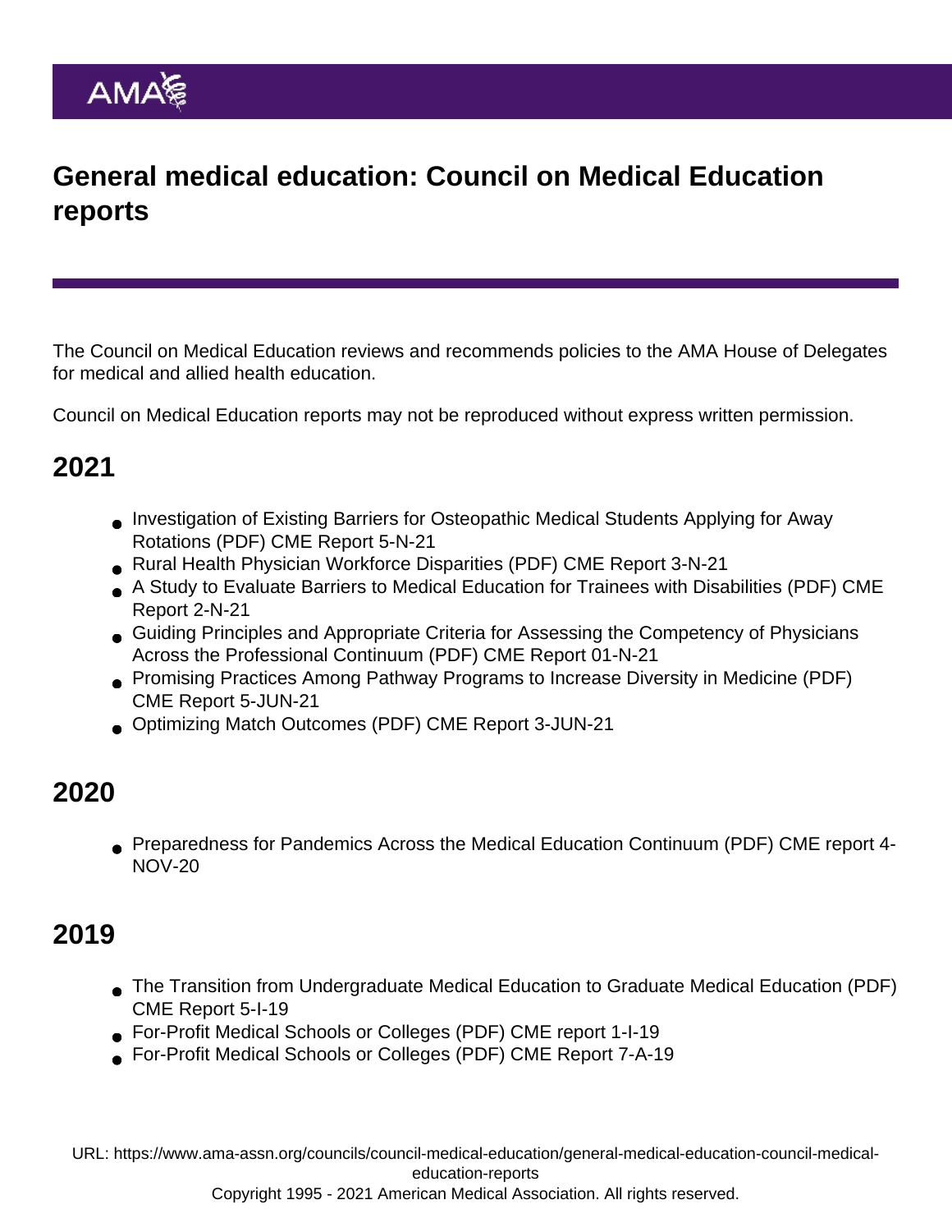# General medical education: Council on Medical Education reports

The Council on Medical Education reviews and recommends policies to the AMA House of Delegates for medical and allied health education.

Council on Medical Education reports may not be reproduced without express written permission.

## 2021

- Investigation of Existing Barriers for Osteopathic Medical Students Applying for Away Rotations (PDF) CME Report 5-N-21
- Rural Health Physician Workforce Disparities (PDF) CME Report 3-N-21
- A Study to Evaluate Barriers to Medical Education for Trainees with Disabilities (PDF) CME Report 2-N-21
- Guiding Principles and Appropriate Criteria for Assessing the Competency of Physicians Across the Professional Continuum (PDF) CME Report 01-N-21
- Promising Practices Among Pathway Programs to Increase Diversity in Medicine (PDF) CME Report 5-JUN-21
- Optimizing Match Outcomes (PDF) CME Report 3-JUN-21

## 2020

- Preparedness for Pandemics Across the Medical Education Continuum (PDF) CME report 4-NOV-20

## 2019

- The Transition from Undergraduate Medical Education to Graduate Medical Education (PDF) CME Report 5-I-19
- For-Profit Medical Schools or Colleges (PDF) CME report 1-I-19
- For-Profit Medical Schools or Colleges (PDF) CME Report 7-A-19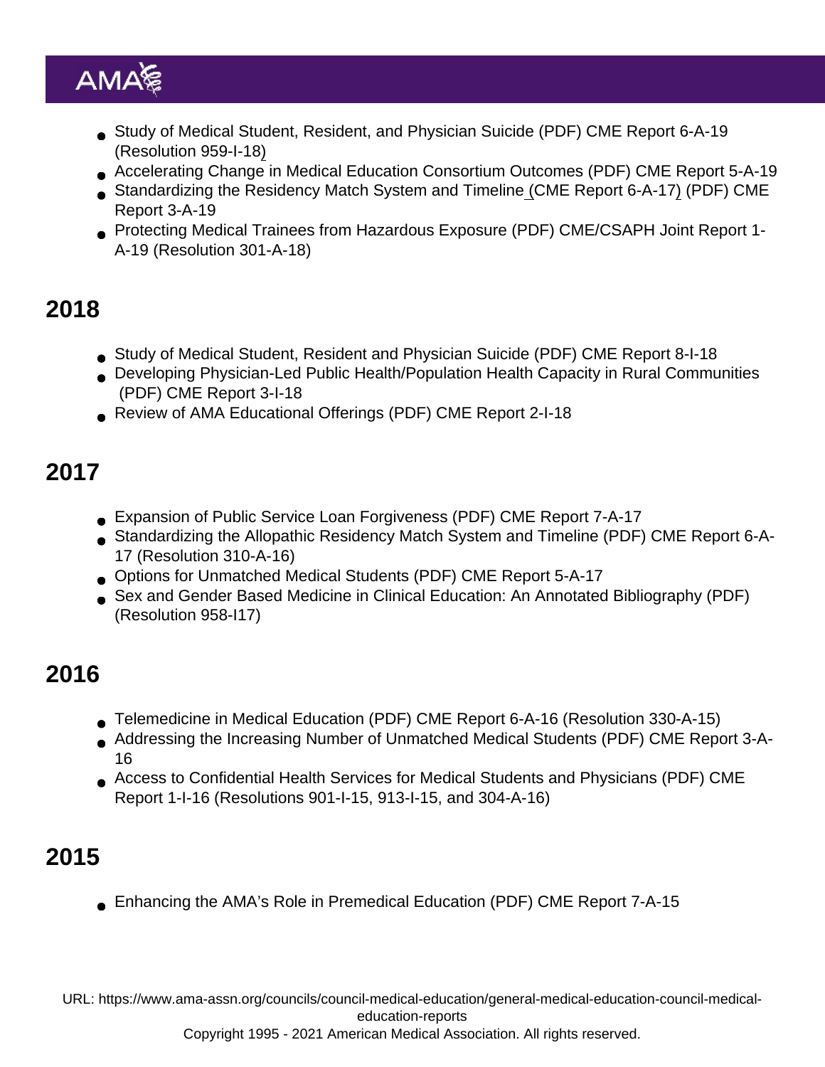- Study of Medical Student, Resident, and Physician Suicide (PDF) CME Report 6-A-19 (Resolution 959-I-18)
- Accelerating Change in Medical Education Consortium Outcomes (PDF) CME Report 5-A-19
- Standardizing the Residency Match System and Timeline (CME Report 6-A-17) (PDF) CME Report 3-A-19
- Protecting Medical Trainees from Hazardous Exposure (PDF) CME/CSAPH Joint Report 1-A-19 (Resolution 301-A-18)

## 2018

- Study of Medical Student, Resident and Physician Suicide (PDF) CME Report 8-I-18
- Developing Physician-Led Public Health/Population Health Capacity in Rural Communities (PDF) CME Report 3-I-18
- Review of AMA Educational Offerings (PDF) CME Report 2-I-18

## 2017

- Expansion of Public Service Loan Forgiveness (PDF) CME Report 7-A-17
- Standardizing the Allopathic Residency Match System and Timeline (PDF) CME Report 6-A-17 (Resolution 310-A-16)
- Options for Unmatched Medical Students (PDF) CME Report 5-A-17
- Sex and Gender Based Medicine in Clinical Education: An Annotated Bibliography (PDF) (Resolution 958-I17)

## 2016

- Telemedicine in Medical Education (PDF) CME Report 6-A-16 (Resolution 330-A-15)
- Addressing the Increasing Number of Unmatched Medical Students (PDF) CME Report 3-A-16
- Access to Confidential Health Services for Medical Students and Physicians (PDF) CME Report 1-I-16 (Resolutions 901-I-15, 913-I-15, and 304-A-16)

## 2015

- Enhancing the AMA's Role in Premedical Education (PDF) CME Report 7-A-15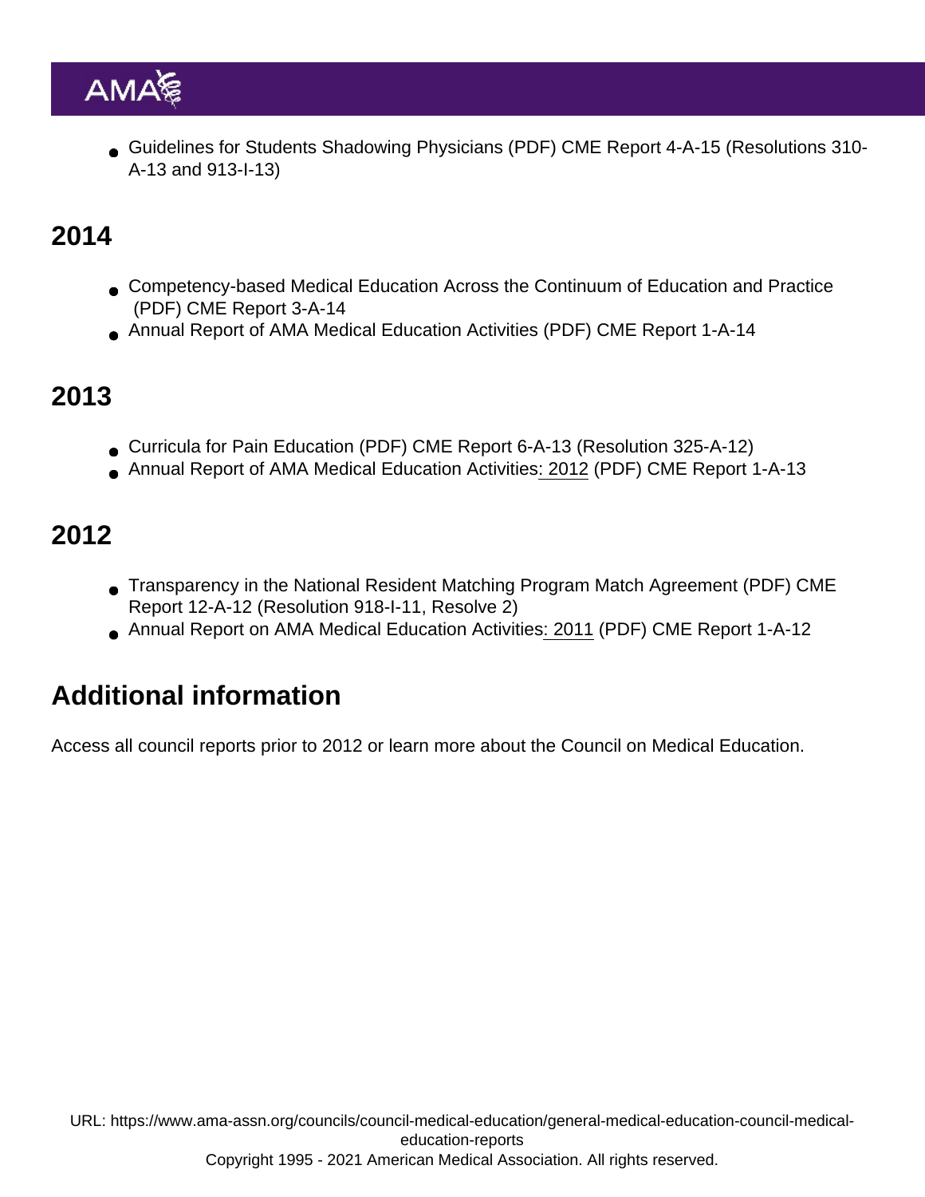- Guidelines for Students Shadowing Physicians (PDF) CME Report 4-A-15 (Resolutions 310-A-13 and 913-I-13)

## 2014

- Competency-based Medical Education Across the Continuum of Education and Practice (PDF) CME Report 3-A-14
- Annual Report of AMA Medical Education Activities (PDF) CME Report 1-A-14

## 2013

- Curricula for Pain Education (PDF) CME Report 6-A-13 (Resolution 325-A-12)
- Annual Report of AMA Medical Education Activities: 2012 (PDF) CME Report 1-A-13

## 2012

- Transparency in the National Resident Matching Program Match Agreement (PDF) CME Report 12-A-12 (Resolution 918-I-11, Resolve 2)
- Annual Report on AMA Medical Education Activities: 2011 (PDF) CME Report 1-A-12

## Additional information

Access all council reports prior to 2012 or learn more about the Council on Medical Education.